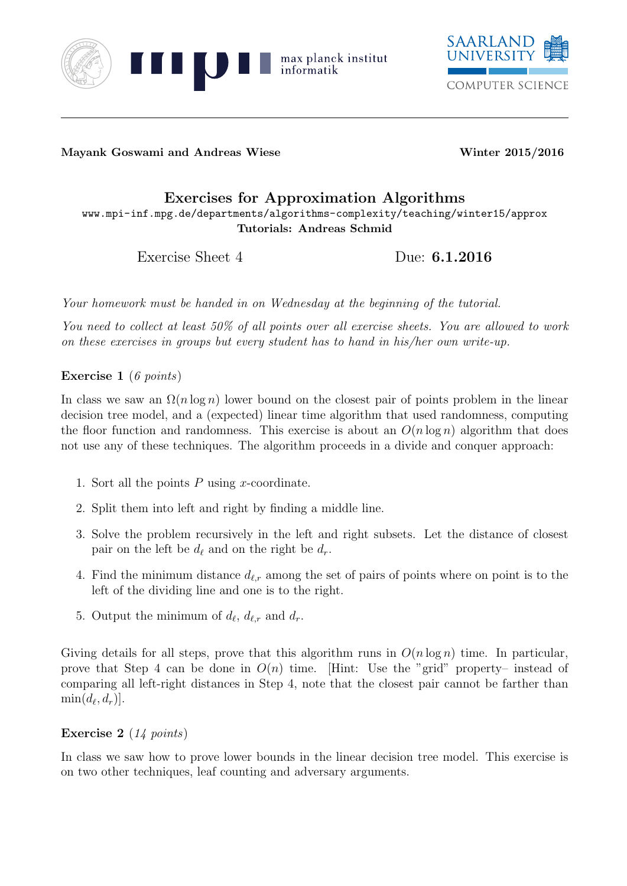**Mayank Goswami and Andreas Wiese** **Winter 2015/2016**

# Exercises for Approximation Algorithms

www.mpi-inf.mpg.de/departments/algorithms-complexity/teaching/winter15/approx

**Tutorials: Andreas Schmid**

Exercise Sheet 4 Due: **6.1.2016**

*Your homework must be handed in on Wednesday at the beginning of the tutorial.*

*You need to collect at least 50% of all points over all exercise sheets. You are allowed to work on these exercises in groups but every student has to hand in his/her own write-up.*

**Exercise 1** (*6 points*)

In class we saw an $\Omega(n \log n)$ lower bound on the closest pair of points problem in the linear decision tree model, and a (expected) linear time algorithm that used randomness, computing the floor function and randomness. This exercise is about an $O(n \log n)$ algorithm that does not use any of these techniques. The algorithm proceeds in a divide and conquer approach:

1. Sort all the points $P$ using $x$-coordinate.
2. Split them into left and right by finding a middle line.
3. Solve the problem recursively in the left and right subsets. Let the distance of closest pair on the left be $d_\ell$ and on the right be $d_r$.
4. Find the minimum distance $d_{\ell,r}$ among the set of pairs of points where on point is to the left of the dividing line and one is to the right.
5. Output the minimum of $d_\ell$, $d_{\ell,r}$ and $d_r$.

Giving details for all steps, prove that this algorithm runs in $O(n \log n)$ time. In particular, prove that Step 4 can be done in $O(n)$ time. [Hint: Use the "grid" property– instead of comparing all left-right distances in Step 4, note that the closest pair cannot be farther than $\min(d_\ell, d_r)$].

**Exercise 2** (*14 points*)

In class we saw how to prove lower bounds in the linear decision tree model. This exercise is on two other techniques, leaf counting and adversary arguments.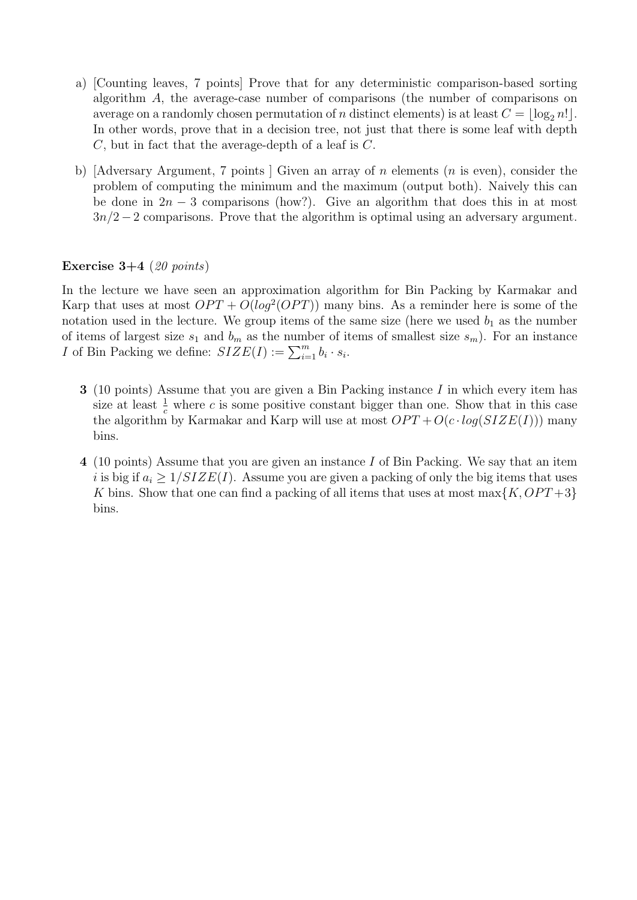a) [Counting leaves, 7 points] Prove that for any deterministic comparison-based sorting algorithm $A$, the average-case number of comparisons (the number of comparisons on average on a randomly chosen permutation of $n$ distinct elements) is at least $C = \lfloor \log_2 n! \rfloor$. In other words, prove that in a decision tree, not just that there is some leaf with depth $C$, but in fact that the average-depth of a leaf is $C$.

b) [Adversary Argument, 7 points ] Given an array of $n$ elements ($n$ is even), consider the problem of computing the minimum and the maximum (output both). Naively this can be done in $2n - 3$ comparisons (how?). Give an algorithm that does this in at most $3n/2 - 2$ comparisons. Prove that the algorithm is optimal using an adversary argument.

**Exercise 3+4** *(20 points)*

In the lecture we have seen an approximation algorithm for Bin Packing by Karmakar and Karp that uses at most $OPT + O(log^2(OPT))$ many bins. As a reminder here is some of the notation used in the lecture. We group items of the same size (here we used $b_1$ as the number of items of largest size $s_1$ and $b_m$ as the number of items of smallest size $s_m$). For an instance $I$ of Bin Packing we define: $SIZE(I) := \sum_{i=1}^{m} b_i \cdot s_i$.

**3** (10 points) Assume that you are given a Bin Packing instance $I$ in which every item has size at least $\frac{1}{c}$ where $c$ is some positive constant bigger than one. Show that in this case the algorithm by Karmakar and Karp will use at most $OPT + O(c \cdot log(SIZE(I)))$ many bins.

**4** (10 points) Assume that you are given an instance $I$ of Bin Packing. We say that an item $i$ is big if $a_i \geq 1/SIZE(I)$. Assume you are given a packing of only the big items that uses $K$ bins. Show that one can find a packing of all items that uses at most $\max\{K, OPT+3\}$ bins.